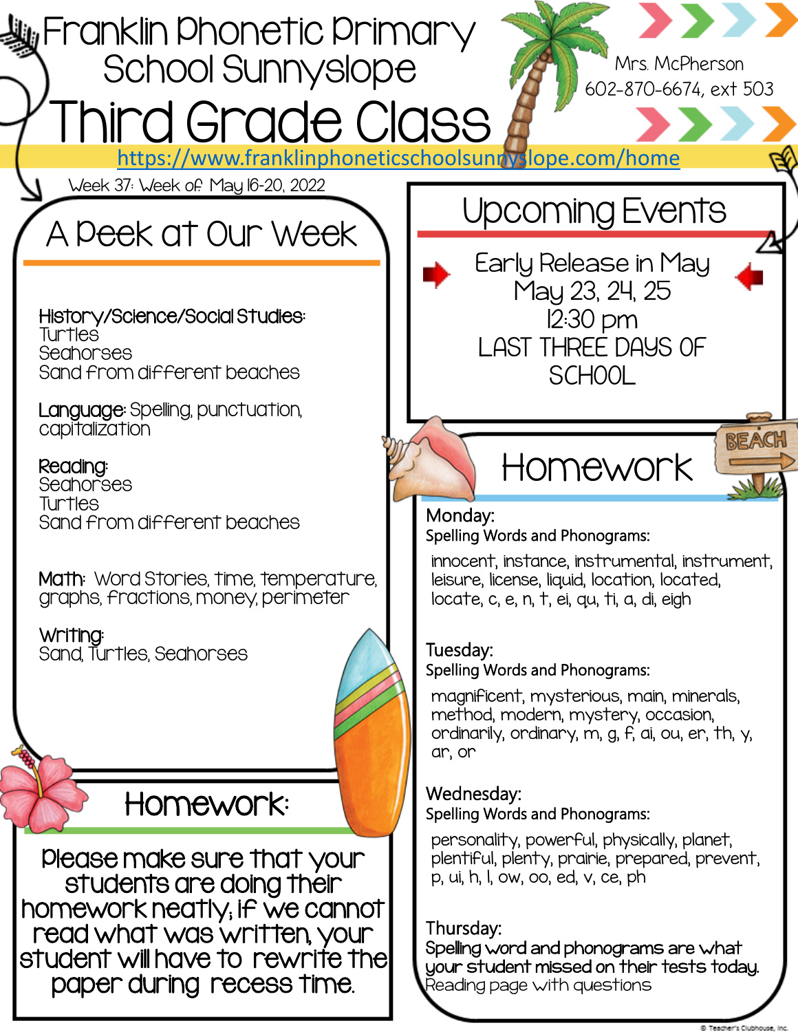# Franklin Phonetic Primary School Sunnyslope

# Third Grade Class

Mrs. McPherson
602-870-6674, ext 503

https://www.franklinphoneticschoolsunnyslope.com/home

Week 37: Week of May 16-20, 2022

## A Peek at Our Week

**History/Science/Social Studies:**
Turtles
Seahorses
Sand from different beaches

**Language:** Spelling, punctuation, capitalization

**Reading:**
Seahorses
Turtles
Sand from different beaches

**Math:** Word Stories, time, temperature, graphs, fractions, money, perimeter

**Writing:**
Sand, Turtles, Seahorses

## Homework:

Please make sure that your students are doing their homework neatly; if we cannot read what was written, your student will have to rewrite the paper during recess time.

## Upcoming Events

Early Release in May
May 23, 24, 25
12:30 pm
LAST THREE DAYS OF SCHOOL

## Homework

**Monday:**
Spelling Words and Phonograms:

innocent, instance, instrumental, instrument, leisure, license, liquid, location, located, locate, c, e, n, t, ei, qu, ti, a, di, eigh

**Tuesday:**
Spelling Words and Phonograms:

magnificent, mysterious, main, minerals, method, modern, mystery, occasion, ordinarily, ordinary, m, g, f, ai, ou, er, th, y, ar, or

**Wednesday:**
Spelling Words and Phonograms:

personality, powerful, physically, planet, plentiful, plenty, prairie, prepared, prevent, p, ui, h, l, ow, oo, ed, v, ce, ph

**Thursday:**
Spelling word and phonograms are what your student missed on their tests today.
Reading page with questions

© Teacher's Clubhouse, Inc.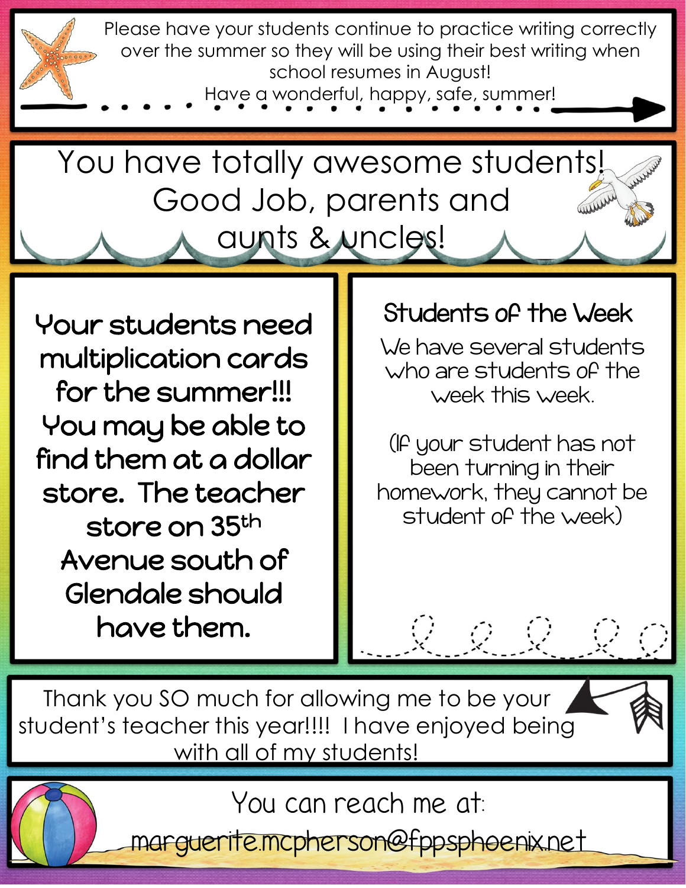Please have your students continue to practice writing correctly over the summer so they will be using their best writing when school resumes in August!

Have a wonderful, happy, safe, summer!

You have totally awesome students! Good Job, parents and aunts & uncles!

**Your students need multiplication cards for the summer!!! You may be able to find them at a dollar store. The teacher store on 35th Avenue south of Glendale should have them.**

## Students of the Week

We have several students who are students of the week this week.

(If your student has not been turning in their homework, they cannot be student of the week)

Thank you SO much for allowing me to be your student's teacher this year!!!! I have enjoyed being with all of my students!

You can reach me at:

marguerite.mcpherson@fppsphoenix.net